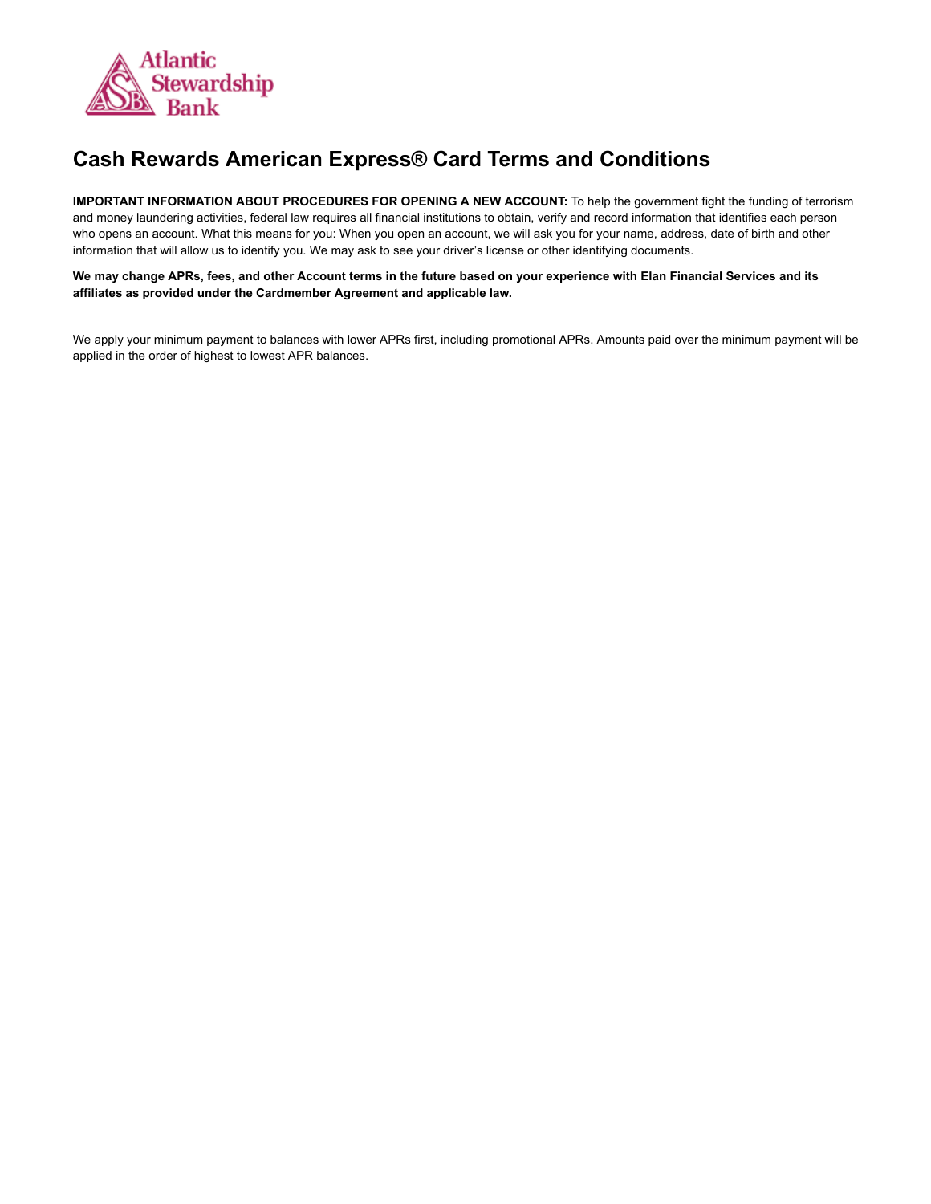Atlantic Stewardship Bank

# Cash Rewards American Express® Card Terms and Conditions

**IMPORTANT INFORMATION ABOUT PROCEDURES FOR OPENING A NEW ACCOUNT:** To help the government fight the funding of terrorism and money laundering activities, federal law requires all financial institutions to obtain, verify and record information that identifies each person who opens an account. What this means for you: When you open an account, we will ask you for your name, address, date of birth and other information that will allow us to identify you. We may ask to see your driver's license or other identifying documents.

**We may change APRs, fees, and other Account terms in the future based on your experience with Elan Financial Services and its affiliates as provided under the Cardmember Agreement and applicable law.**

We apply your minimum payment to balances with lower APRs first, including promotional APRs. Amounts paid over the minimum payment will be applied in the order of highest to lowest APR balances.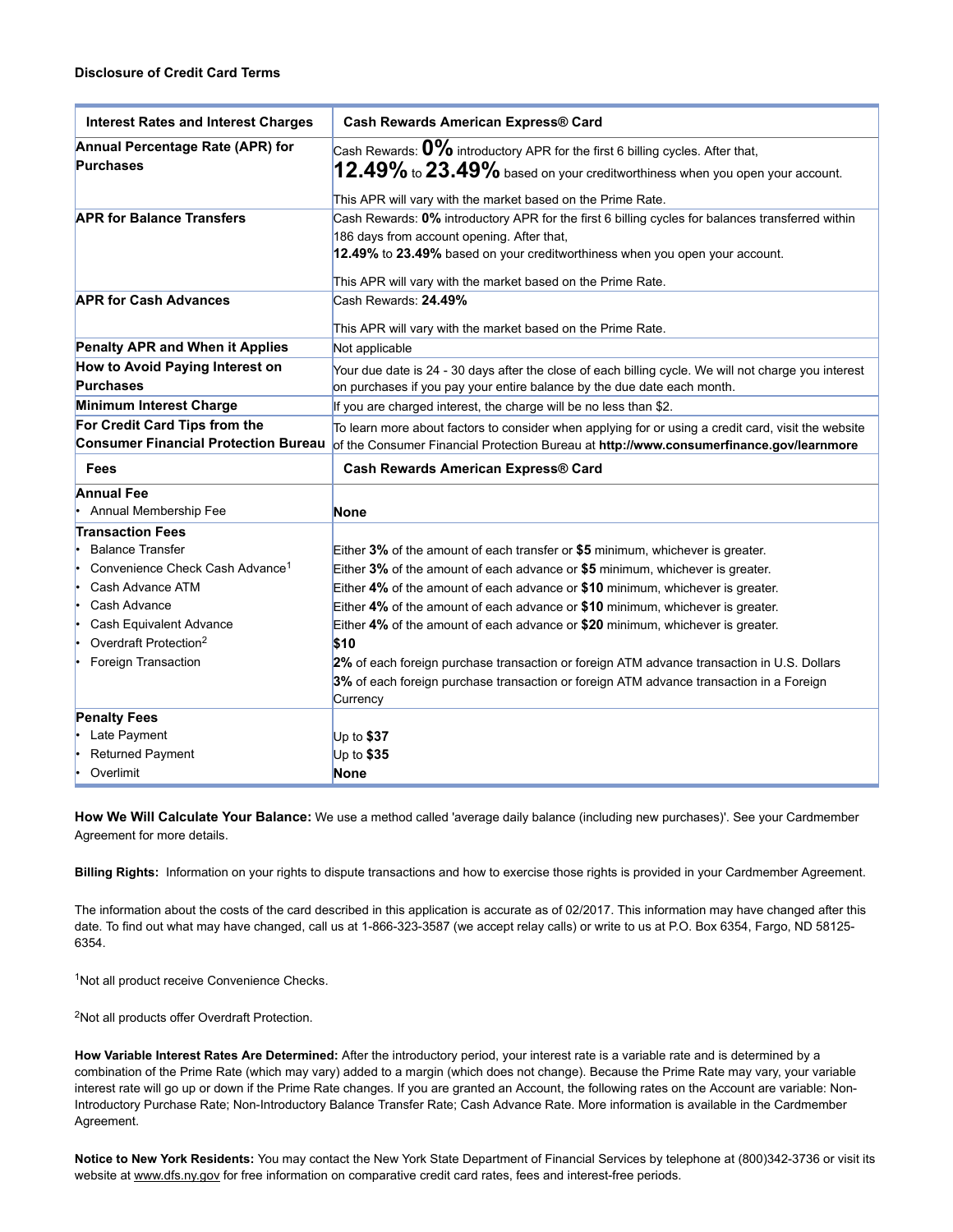**Disclosure of Credit Card Terms**

| Interest Rates and Interest Charges | Cash Rewards American Express® Card |
|---|---|
| **Annual Percentage Rate (APR) for Purchases** | Cash Rewards: **0%** introductory APR for the first 6 billing cycles. After that, **12.49%** to **23.49%** based on your creditworthiness when you open your account.<br><br>This APR will vary with the market based on the Prime Rate. |
| **APR for Balance Transfers** | Cash Rewards: **0%** introductory APR for the first 6 billing cycles for balances transferred within 186 days from account opening. After that, **12.49%** to **23.49%** based on your creditworthiness when you open your account.<br><br>This APR will vary with the market based on the Prime Rate. |
| **APR for Cash Advances** | Cash Rewards: **24.49%**<br><br>This APR will vary with the market based on the Prime Rate. |
| **Penalty APR and When it Applies** | Not applicable |
| **How to Avoid Paying Interest on Purchases** | Your due date is 24 - 30 days after the close of each billing cycle. We will not charge you interest on purchases if you pay your entire balance by the due date each month. |
| **Minimum Interest Charge** | If you are charged interest, the charge will be no less than $2. |
| **For Credit Card Tips from the Consumer Financial Protection Bureau** | To learn more about factors to consider when applying for or using a credit card, visit the website of the Consumer Financial Protection Bureau at **http://www.consumerfinance.gov/learnmore** |
| **Fees** | **Cash Rewards American Express® Card** |
| **Annual Fee**<br>• Annual Membership Fee | **None** |
| **Transaction Fees**<br>• Balance Transfer<br>• Convenience Check Cash Advance[1]<br>• Cash Advance ATM<br>• Cash Advance<br>• Cash Equivalent Advance<br>• Overdraft Protection[2]<br>• Foreign Transaction | <br>Either **3%** of the amount of each transfer or **$5** minimum, whichever is greater.<br>Either **3%** of the amount of each advance or **$5** minimum, whichever is greater.<br>Either **4%** of the amount of each advance or **$10** minimum, whichever is greater.<br>Either **4%** of the amount of each advance or **$10** minimum, whichever is greater.<br>Either **4%** of the amount of each advance or **$20** minimum, whichever is greater.<br>**$10**<br>**2%** of each foreign purchase transaction or foreign ATM advance transaction in U.S. Dollars<br>**3%** of each foreign purchase transaction or foreign ATM advance transaction in a Foreign Currency |
| **Penalty Fees**<br>• Late Payment<br>• Returned Payment<br>• Overlimit | <br>Up to **$37**<br>Up to **$35**<br>**None** |

**How We Will Calculate Your Balance:** We use a method called 'average daily balance (including new purchases)'. See your Cardmember Agreement for more details.

**Billing Rights:** Information on your rights to dispute transactions and how to exercise those rights is provided in your Cardmember Agreement.

The information about the costs of the card described in this application is accurate as of 02/2017. This information may have changed after this date. To find out what may have changed, call us at 1-866-323-3587 (we accept relay calls) or write to us at P.O. Box 6354, Fargo, ND 58125-6354.

[1]Not all product receive Convenience Checks.

[2]Not all products offer Overdraft Protection.

**How Variable Interest Rates Are Determined:** After the introductory period, your interest rate is a variable rate and is determined by a combination of the Prime Rate (which may vary) added to a margin (which does not change). Because the Prime Rate may vary, your variable interest rate will go up or down if the Prime Rate changes. If you are granted an Account, the following rates on the Account are variable: Non-Introductory Purchase Rate; Non-Introductory Balance Transfer Rate; Cash Advance Rate. More information is available in the Cardmember Agreement.

**Notice to New York Residents:** You may contact the New York State Department of Financial Services by telephone at (800)342-3736 or visit its website at www.dfs.ny.gov for free information on comparative credit card rates, fees and interest-free periods.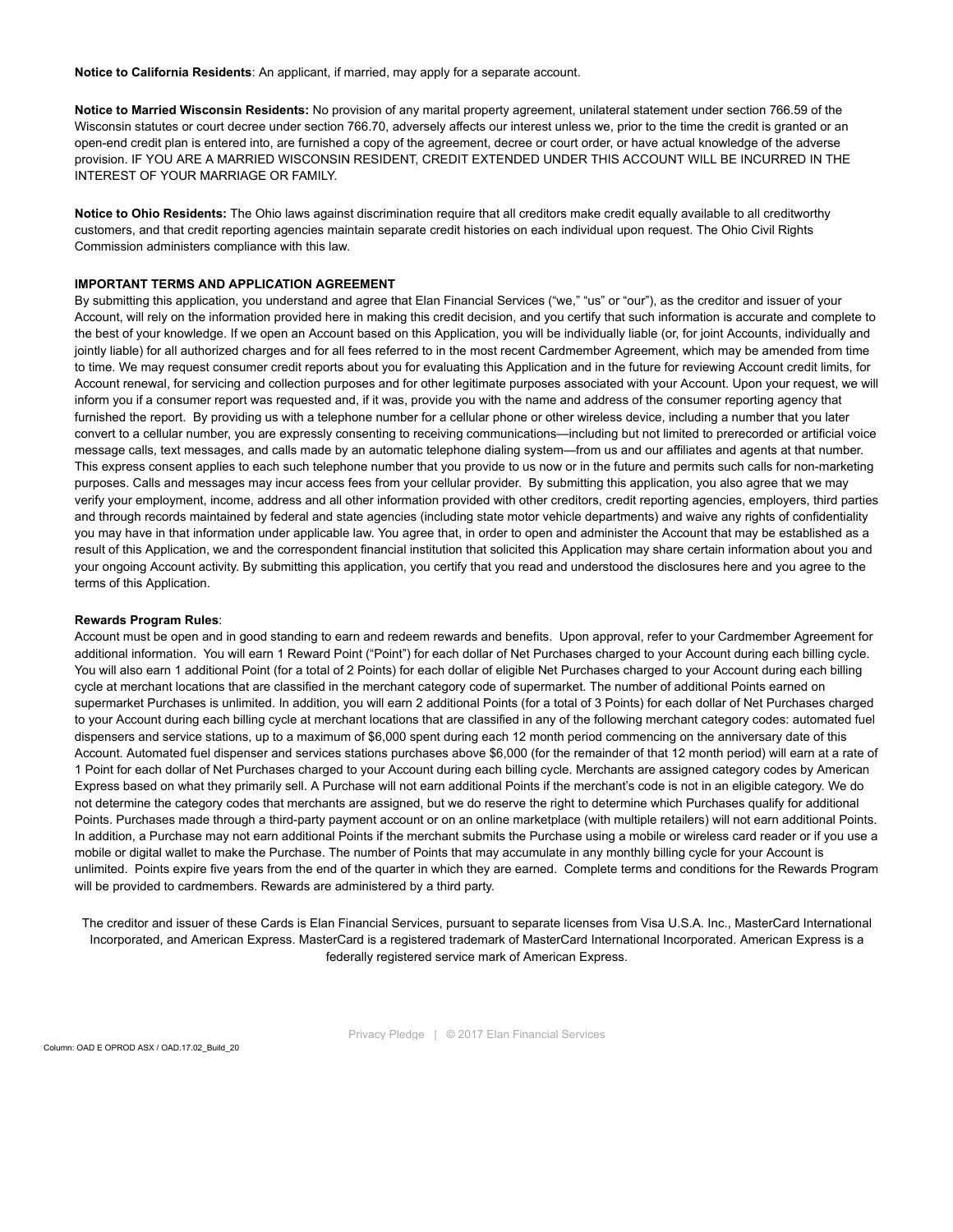**Notice to California Residents**: An applicant, if married, may apply for a separate account.

**Notice to Married Wisconsin Residents:** No provision of any marital property agreement, unilateral statement under section 766.59 of the Wisconsin statutes or court decree under section 766.70, adversely affects our interest unless we, prior to the time the credit is granted or an open-end credit plan is entered into, are furnished a copy of the agreement, decree or court order, or have actual knowledge of the adverse provision. IF YOU ARE A MARRIED WISCONSIN RESIDENT, CREDIT EXTENDED UNDER THIS ACCOUNT WILL BE INCURRED IN THE INTEREST OF YOUR MARRIAGE OR FAMILY.

**Notice to Ohio Residents:** The Ohio laws against discrimination require that all creditors make credit equally available to all creditworthy customers, and that credit reporting agencies maintain separate credit histories on each individual upon request. The Ohio Civil Rights Commission administers compliance with this law.

**IMPORTANT TERMS AND APPLICATION AGREEMENT**

By submitting this application, you understand and agree that Elan Financial Services ("we," "us" or "our"), as the creditor and issuer of your Account, will rely on the information provided here in making this credit decision, and you certify that such information is accurate and complete to the best of your knowledge. If we open an Account based on this Application, you will be individually liable (or, for joint Accounts, individually and jointly liable) for all authorized charges and for all fees referred to in the most recent Cardmember Agreement, which may be amended from time to time. We may request consumer credit reports about you for evaluating this Application and in the future for reviewing Account credit limits, for Account renewal, for servicing and collection purposes and for other legitimate purposes associated with your Account. Upon your request, we will inform you if a consumer report was requested and, if it was, provide you with the name and address of the consumer reporting agency that furnished the report. By providing us with a telephone number for a cellular phone or other wireless device, including a number that you later convert to a cellular number, you are expressly consenting to receiving communications—including but not limited to prerecorded or artificial voice message calls, text messages, and calls made by an automatic telephone dialing system—from us and our affiliates and agents at that number. This express consent applies to each such telephone number that you provide to us now or in the future and permits such calls for non-marketing purposes. Calls and messages may incur access fees from your cellular provider. By submitting this application, you also agree that we may verify your employment, income, address and all other information provided with other creditors, credit reporting agencies, employers, third parties and through records maintained by federal and state agencies (including state motor vehicle departments) and waive any rights of confidentiality you may have in that information under applicable law. You agree that, in order to open and administer the Account that may be established as a result of this Application, we and the correspondent financial institution that solicited this Application may share certain information about you and your ongoing Account activity. By submitting this application, you certify that you read and understood the disclosures here and you agree to the terms of this Application.

**Rewards Program Rules**:

Account must be open and in good standing to earn and redeem rewards and benefits. Upon approval, refer to your Cardmember Agreement for additional information. You will earn 1 Reward Point ("Point") for each dollar of Net Purchases charged to your Account during each billing cycle. You will also earn 1 additional Point (for a total of 2 Points) for each dollar of eligible Net Purchases charged to your Account during each billing cycle at merchant locations that are classified in the merchant category code of supermarket. The number of additional Points earned on supermarket Purchases is unlimited. In addition, you will earn 2 additional Points (for a total of 3 Points) for each dollar of Net Purchases charged to your Account during each billing cycle at merchant locations that are classified in any of the following merchant category codes: automated fuel dispensers and service stations, up to a maximum of $6,000 spent during each 12 month period commencing on the anniversary date of this Account. Automated fuel dispenser and services stations purchases above $6,000 (for the remainder of that 12 month period) will earn at a rate of 1 Point for each dollar of Net Purchases charged to your Account during each billing cycle. Merchants are assigned category codes by American Express based on what they primarily sell. A Purchase will not earn additional Points if the merchant's code is not in an eligible category. We do not determine the category codes that merchants are assigned, but we do reserve the right to determine which Purchases qualify for additional Points. Purchases made through a third-party payment account or on an online marketplace (with multiple retailers) will not earn additional Points. In addition, a Purchase may not earn additional Points if the merchant submits the Purchase using a mobile or wireless card reader or if you use a mobile or digital wallet to make the Purchase. The number of Points that may accumulate in any monthly billing cycle for your Account is unlimited. Points expire five years from the end of the quarter in which they are earned. Complete terms and conditions for the Rewards Program will be provided to cardmembers. Rewards are administered by a third party.

The creditor and issuer of these Cards is Elan Financial Services, pursuant to separate licenses from Visa U.S.A. Inc., MasterCard International Incorporated, and American Express. MasterCard is a registered trademark of MasterCard International Incorporated. American Express is a federally registered service mark of American Express.

Privacy Pledge | © 2017 Elan Financial Services

Column: OAD E OPROD ASX / OAD.17.02_Build_20